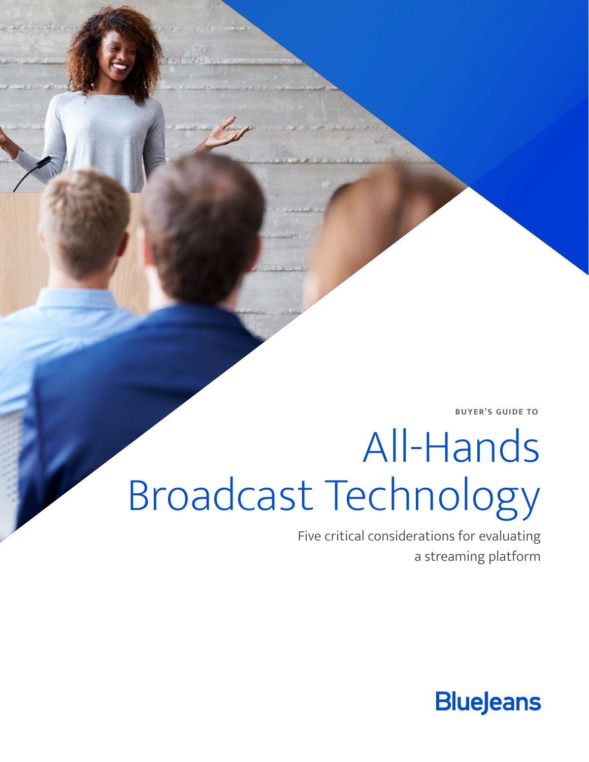BUYER'S GUIDE TO

# All-Hands Broadcast Technology

Five critical considerations for evaluating a streaming platform

BlueJeans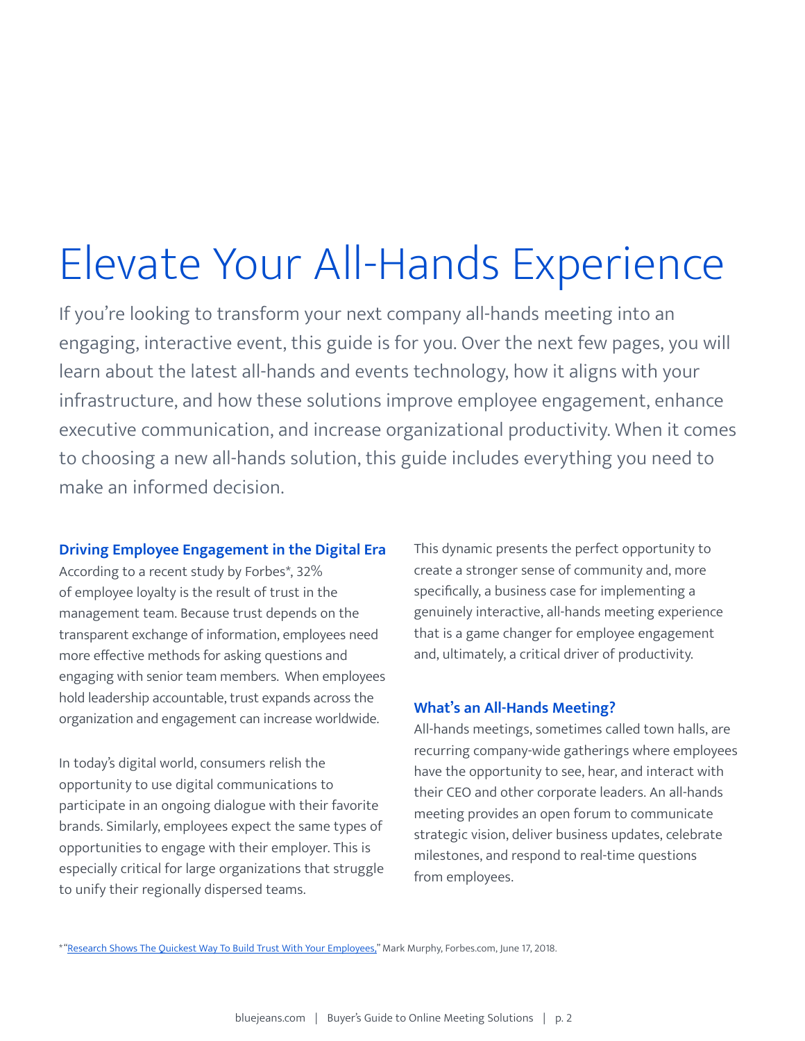# Elevate Your All-Hands Experience

If you're looking to transform your next company all-hands meeting into an engaging, interactive event, this guide is for you. Over the next few pages, you will learn about the latest all-hands and events technology, how it aligns with your infrastructure, and how these solutions improve employee engagement, enhance executive communication, and increase organizational productivity. When it comes to choosing a new all-hands solution, this guide includes everything you need to make an informed decision.

### Driving Employee Engagement in the Digital Era

According to a recent study by Forbes*, 32% of employee loyalty is the result of trust in the management team. Because trust depends on the transparent exchange of information, employees need more effective methods for asking questions and engaging with senior team members. When employees hold leadership accountable, trust expands across the organization and engagement can increase worldwide.

In today's digital world, consumers relish the opportunity to use digital communications to participate in an ongoing dialogue with their favorite brands. Similarly, employees expect the same types of opportunities to engage with their employer. This is especially critical for large organizations that struggle to unify their regionally dispersed teams.

This dynamic presents the perfect opportunity to create a stronger sense of community and, more specifically, a business case for implementing a genuinely interactive, all-hands meeting experience that is a game changer for employee engagement and, ultimately, a critical driver of productivity.

### What's an All-Hands Meeting?

All-hands meetings, sometimes called town halls, are recurring company-wide gatherings where employees have the opportunity to see, hear, and interact with their CEO and other corporate leaders. An all-hands meeting provides an open forum to communicate strategic vision, deliver business updates, celebrate milestones, and respond to real-time questions from employees.

*"Research Shows The Quickest Way To Build Trust With Your Employees," Mark Murphy, Forbes.com, June 17, 2018.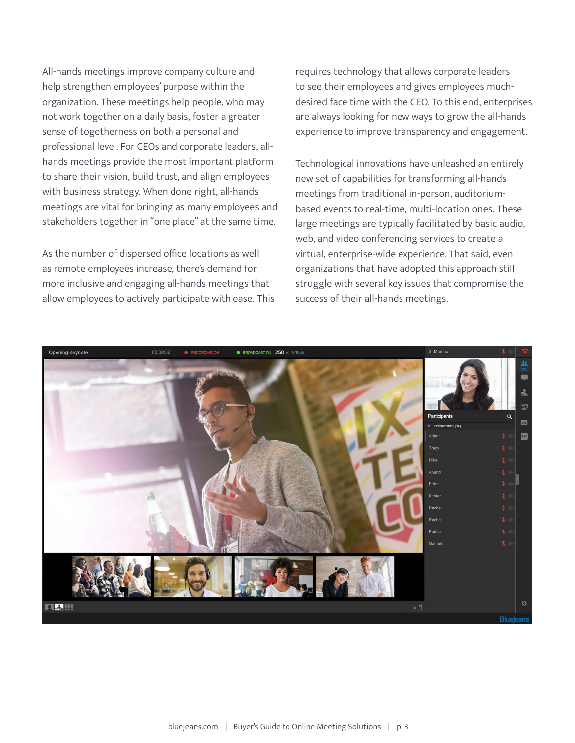All-hands meetings improve company culture and help strengthen employees' purpose within the organization. These meetings help people, who may not work together on a daily basis, foster a greater sense of togetherness on both a personal and professional level. For CEOs and corporate leaders, all-hands meetings provide the most important platform to share their vision, build trust, and align employees with business strategy. When done right, all-hands meetings are vital for bringing as many employees and stakeholders together in "one place" at the same time.

As the number of dispersed office locations as well as remote employees increase, there's demand for more inclusive and engaging all-hands meetings that allow employees to actively participate with ease. This requires technology that allows corporate leaders to see their employees and gives employees much-desired face time with the CEO. To this end, enterprises are always looking for new ways to grow the all-hands experience to improve transparency and engagement.

Technological innovations have unleashed an entirely new set of capabilities for transforming all-hands meetings from traditional in-person, auditorium-based events to real-time, multi-location ones. These large meetings are typically facilitated by basic audio, web, and video conferencing services to create a virtual, enterprise-wide experience. That said, even organizations that have adopted this approach still struggle with several key issues that compromise the success of their all-hands meetings.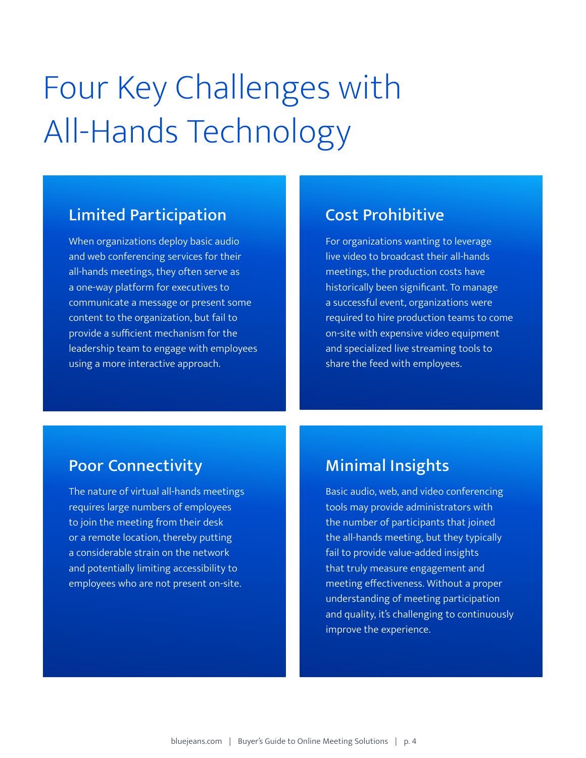# Four Key Challenges with All-Hands Technology

## Limited Participation

When organizations deploy basic audio and web conferencing services for their all-hands meetings, they often serve as a one-way platform for executives to communicate a message or present some content to the organization, but fail to provide a sufficient mechanism for the leadership team to engage with employees using a more interactive approach.

## Cost Prohibitive

For organizations wanting to leverage live video to broadcast their all-hands meetings, the production costs have historically been significant. To manage a successful event, organizations were required to hire production teams to come on-site with expensive video equipment and specialized live streaming tools to share the feed with employees.

## Poor Connectivity

The nature of virtual all-hands meetings requires large numbers of employees to join the meeting from their desk or a remote location, thereby putting a considerable strain on the network and potentially limiting accessibility to employees who are not present on-site.

## Minimal Insights

Basic audio, web, and video conferencing tools may provide administrators with the number of participants that joined the all-hands meeting, but they typically fail to provide value-added insights that truly measure engagement and meeting effectiveness. Without a proper understanding of meeting participation and quality, it's challenging to continuously improve the experience.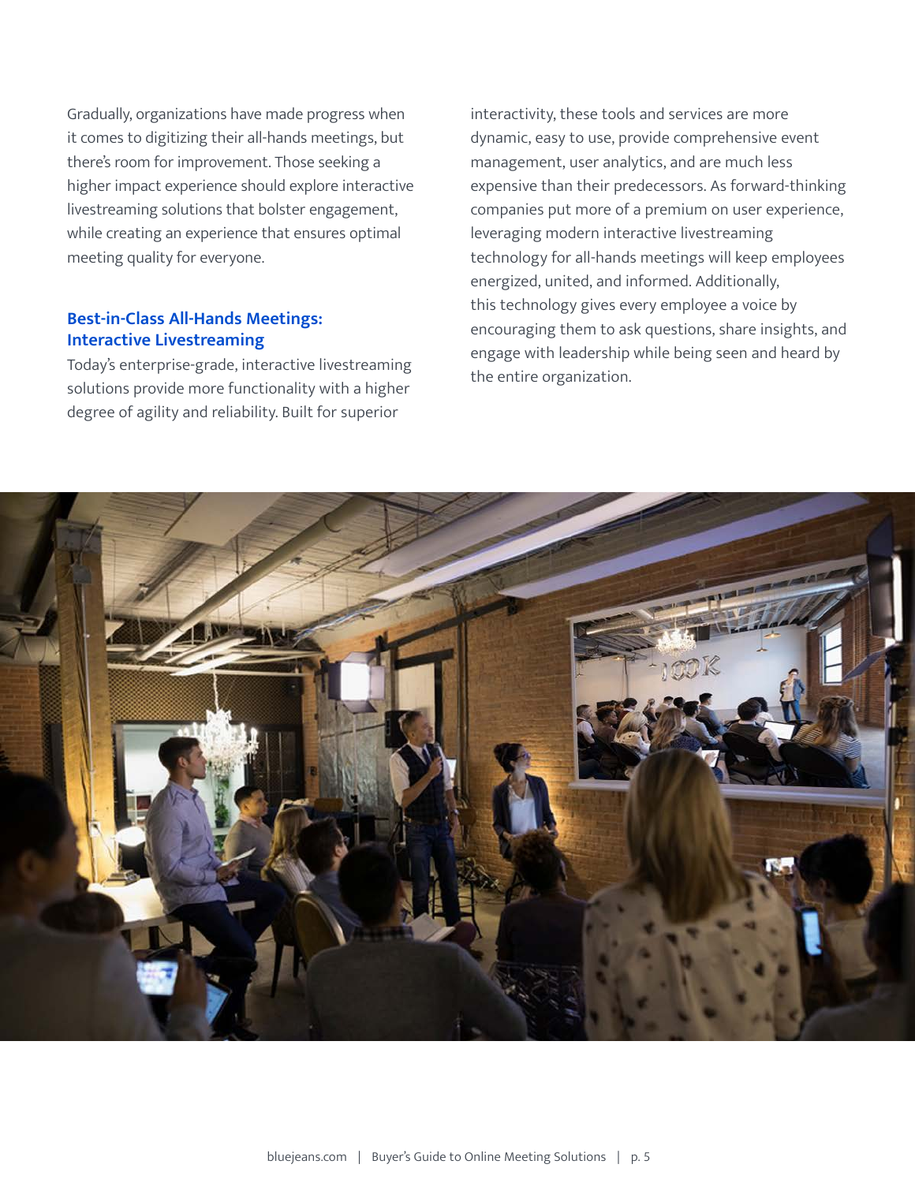Gradually, organizations have made progress when it comes to digitizing their all-hands meetings, but there's room for improvement. Those seeking a higher impact experience should explore interactive livestreaming solutions that bolster engagement, while creating an experience that ensures optimal meeting quality for everyone.

## Best-in-Class All-Hands Meetings: Interactive Livestreaming

Today's enterprise-grade, interactive livestreaming solutions provide more functionality with a higher degree of agility and reliability. Built for superior interactivity, these tools and services are more dynamic, easy to use, provide comprehensive event management, user analytics, and are much less expensive than their predecessors. As forward-thinking companies put more of a premium on user experience, leveraging modern interactive livestreaming technology for all-hands meetings will keep employees energized, united, and informed. Additionally, this technology gives every employee a voice by encouraging them to ask questions, share insights, and engage with leadership while being seen and heard by the entire organization.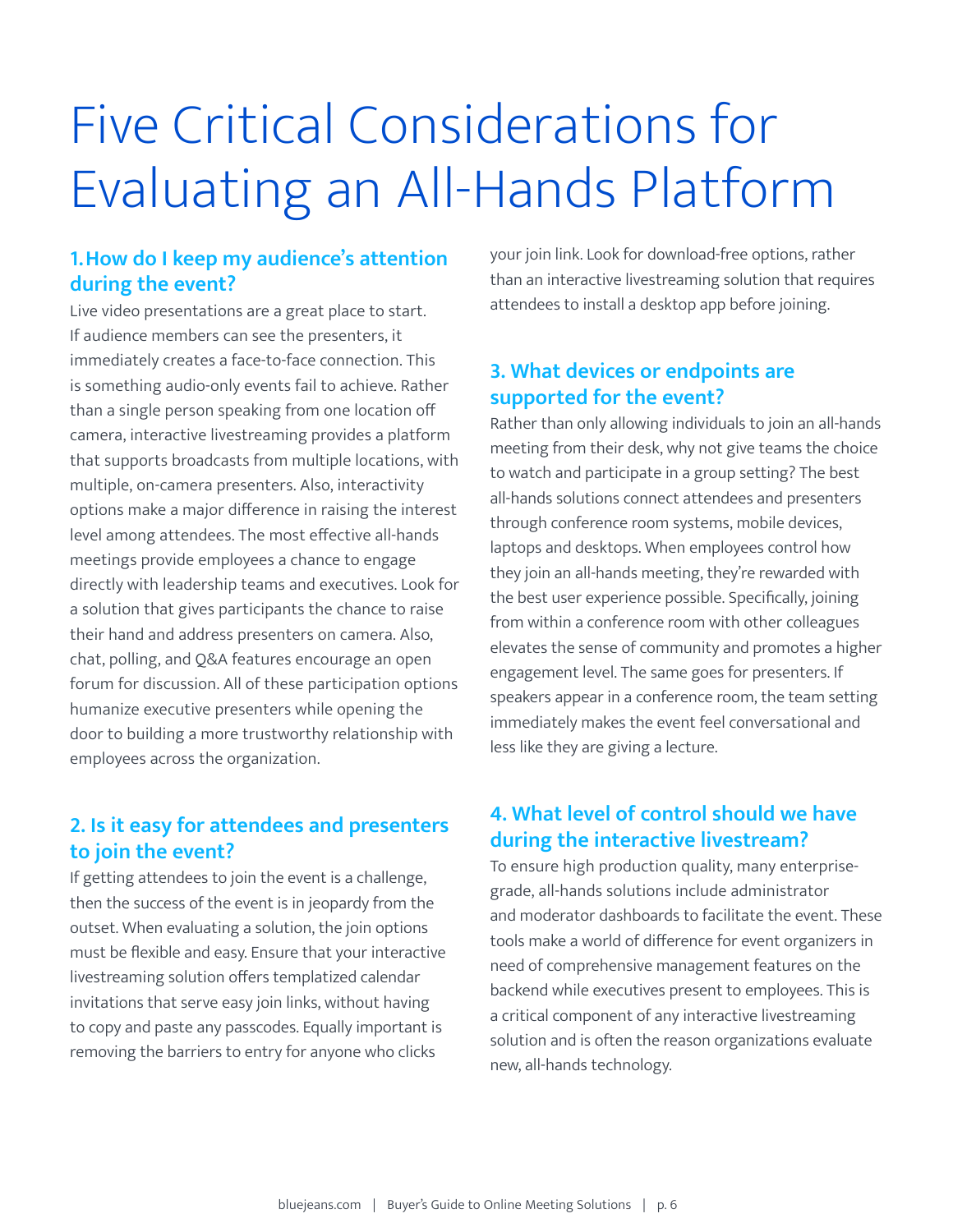# Five Critical Considerations for Evaluating an All-Hands Platform

## 1. How do I keep my audience's attention during the event?

Live video presentations are a great place to start. If audience members can see the presenters, it immediately creates a face-to-face connection. This is something audio-only events fail to achieve. Rather than a single person speaking from one location off camera, interactive livestreaming provides a platform that supports broadcasts from multiple locations, with multiple, on-camera presenters. Also, interactivity options make a major difference in raising the interest level among attendees. The most effective all-hands meetings provide employees a chance to engage directly with leadership teams and executives. Look for a solution that gives participants the chance to raise their hand and address presenters on camera. Also, chat, polling, and Q&A features encourage an open forum for discussion. All of these participation options humanize executive presenters while opening the door to building a more trustworthy relationship with employees across the organization.

## 2. Is it easy for attendees and presenters to join the event?

If getting attendees to join the event is a challenge, then the success of the event is in jeopardy from the outset. When evaluating a solution, the join options must be flexible and easy. Ensure that your interactive livestreaming solution offers templatized calendar invitations that serve easy join links, without having to copy and paste any passcodes. Equally important is removing the barriers to entry for anyone who clicks your join link. Look for download-free options, rather than an interactive livestreaming solution that requires attendees to install a desktop app before joining.

## 3. What devices or endpoints are supported for the event?

Rather than only allowing individuals to join an all-hands meeting from their desk, why not give teams the choice to watch and participate in a group setting? The best all-hands solutions connect attendees and presenters through conference room systems, mobile devices, laptops and desktops. When employees control how they join an all-hands meeting, they're rewarded with the best user experience possible. Specifically, joining from within a conference room with other colleagues elevates the sense of community and promotes a higher engagement level. The same goes for presenters. If speakers appear in a conference room, the team setting immediately makes the event feel conversational and less like they are giving a lecture.

## 4. What level of control should we have during the interactive livestream?

To ensure high production quality, many enterprise-grade, all-hands solutions include administrator and moderator dashboards to facilitate the event. These tools make a world of difference for event organizers in need of comprehensive management features on the backend while executives present to employees. This is a critical component of any interactive livestreaming solution and is often the reason organizations evaluate new, all-hands technology.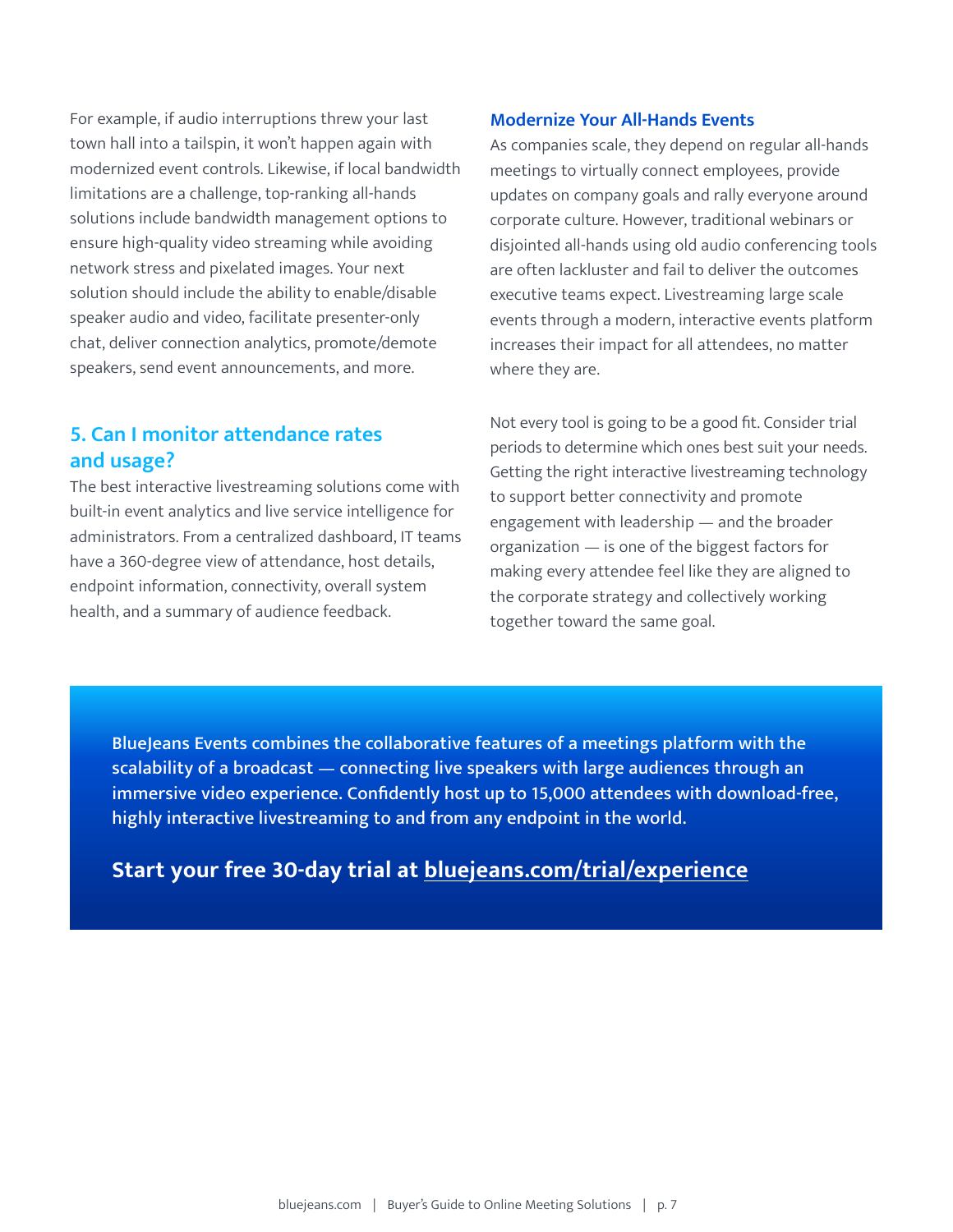For example, if audio interruptions threw your last town hall into a tailspin, it won't happen again with modernized event controls. Likewise, if local bandwidth limitations are a challenge, top-ranking all-hands solutions include bandwidth management options to ensure high-quality video streaming while avoiding network stress and pixelated images. Your next solution should include the ability to enable/disable speaker audio and video, facilitate presenter-only chat, deliver connection analytics, promote/demote speakers, send event announcements, and more.

## 5. Can I monitor attendance rates and usage?

The best interactive livestreaming solutions come with built-in event analytics and live service intelligence for administrators. From a centralized dashboard, IT teams have a 360-degree view of attendance, host details, endpoint information, connectivity, overall system health, and a summary of audience feedback.

### Modernize Your All-Hands Events

As companies scale, they depend on regular all-hands meetings to virtually connect employees, provide updates on company goals and rally everyone around corporate culture. However, traditional webinars or disjointed all-hands using old audio conferencing tools are often lackluster and fail to deliver the outcomes executive teams expect. Livestreaming large scale events through a modern, interactive events platform increases their impact for all attendees, no matter where they are.

Not every tool is going to be a good fit. Consider trial periods to determine which ones best suit your needs. Getting the right interactive livestreaming technology to support better connectivity and promote engagement with leadership — and the broader organization — is one of the biggest factors for making every attendee feel like they are aligned to the corporate strategy and collectively working together toward the same goal.

**BlueJeans Events combines the collaborative features of a meetings platform with the scalability of a broadcast — connecting live speakers with large audiences through an immersive video experience. Confidently host up to 15,000 attendees with download-free, highly interactive livestreaming to and from any endpoint in the world.**

**Start your free 30-day trial at bluejeans.com/trial/experience**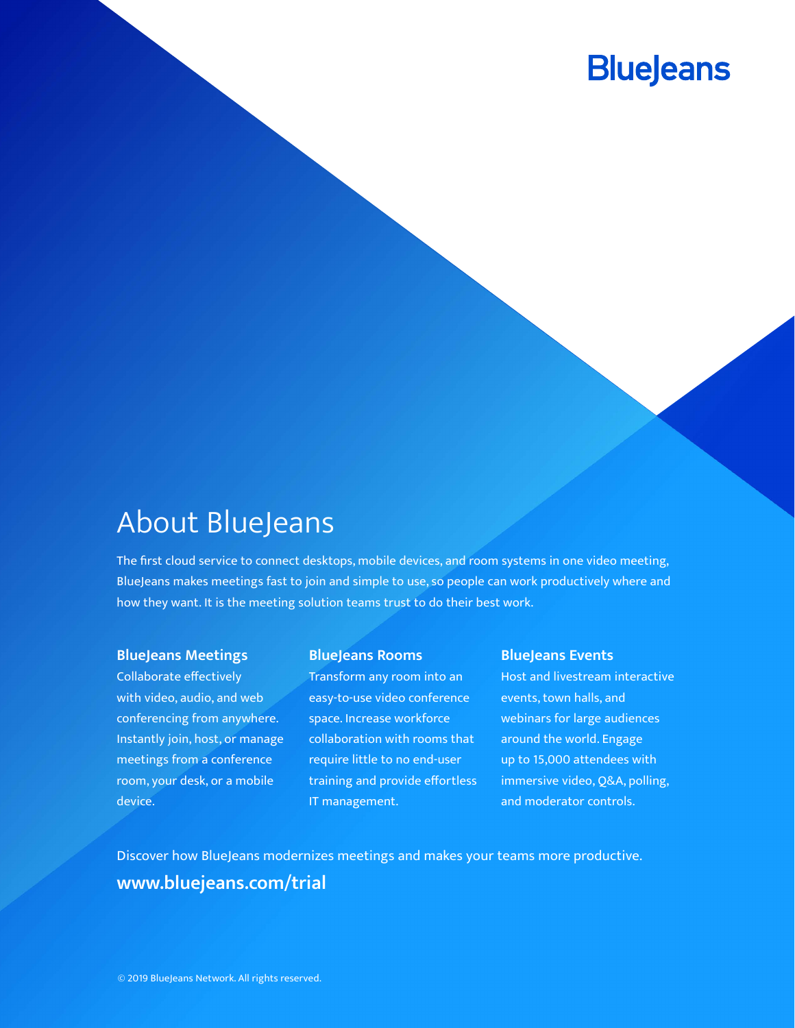BlueJeans

# About BlueJeans

The first cloud service to connect desktops, mobile devices, and room systems in one video meeting, BlueJeans makes meetings fast to join and simple to use, so people can work productively where and how they want. It is the meeting solution teams trust to do their best work.

**BlueJeans Meetings**
Collaborate effectively with video, audio, and web conferencing from anywhere. Instantly join, host, or manage meetings from a conference room, your desk, or a mobile device.

**BlueJeans Rooms**
Transform any room into an easy-to-use video conference space. Increase workforce collaboration with rooms that require little to no end-user training and provide effortless IT management.

**BlueJeans Events**
Host and livestream interactive events, town halls, and webinars for large audiences around the world. Engage up to 15,000 attendees with immersive video, Q&A, polling, and moderator controls.

Discover how BlueJeans modernizes meetings and makes your teams more productive.

**www.bluejeans.com/trial**

© 2019 BlueJeans Network. All rights reserved.